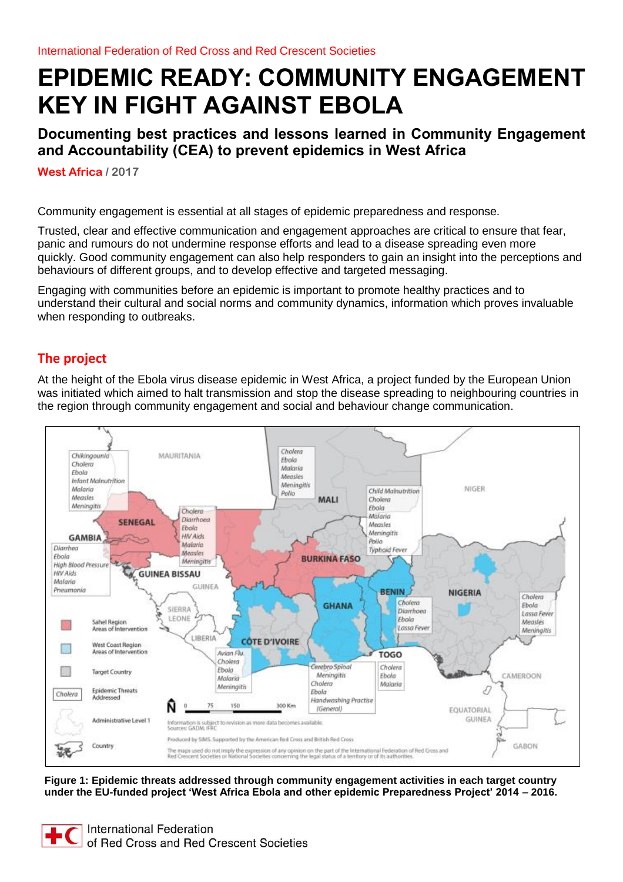International Federation of Red Cross and Red Crescent Societies

# EPIDEMIC READY: COMMUNITY ENGAGEMENT KEY IN FIGHT AGAINST EBOLA

## Documenting best practices and lessons learned in Community Engagement and Accountability (CEA) to prevent epidemics in West Africa

**West Africa / 2017**

Community engagement is essential at all stages of epidemic preparedness and response.

Trusted, clear and effective communication and engagement approaches are critical to ensure that fear, panic and rumours do not undermine response efforts and lead to a disease spreading even more quickly. Good community engagement can also help responders to gain an insight into the perceptions and behaviours of different groups, and to develop effective and targeted messaging.

Engaging with communities before an epidemic is important to promote healthy practices and to understand their cultural and social norms and community dynamics, information which proves invaluable when responding to outbreaks.

## The project

At the height of the Ebola virus disease epidemic in West Africa, a project funded by the European Union was initiated which aimed to halt transmission and stop the disease spreading to neighbouring countries in the region through community engagement and social and behaviour change communication.

**Figure 1: Epidemic threats addressed through community engagement activities in each target country under the EU-funded project 'West Africa Ebola and other epidemic Preparedness Project' 2014 – 2016.**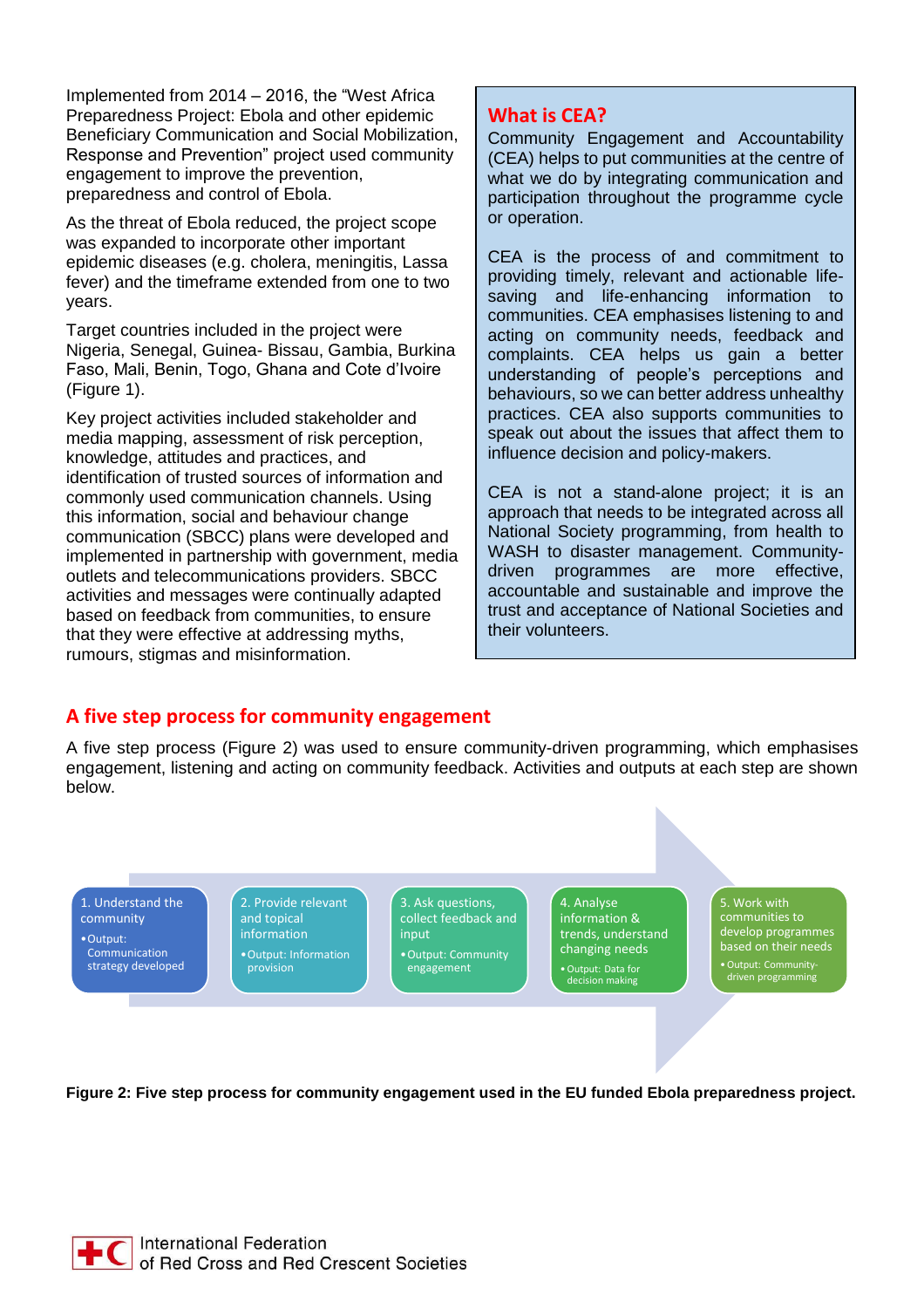Implemented from 2014 – 2016, the "West Africa Preparedness Project: Ebola and other epidemic Beneficiary Communication and Social Mobilization, Response and Prevention" project used community engagement to improve the prevention, preparedness and control of Ebola.

As the threat of Ebola reduced, the project scope was expanded to incorporate other important epidemic diseases (e.g. cholera, meningitis, Lassa fever) and the timeframe extended from one to two years.

Target countries included in the project were Nigeria, Senegal, Guinea- Bissau, Gambia, Burkina Faso, Mali, Benin, Togo, Ghana and Cote d'Ivoire (Figure 1).

Key project activities included stakeholder and media mapping, assessment of risk perception, knowledge, attitudes and practices, and identification of trusted sources of information and commonly used communication channels. Using this information, social and behaviour change communication (SBCC) plans were developed and implemented in partnership with government, media outlets and telecommunications providers. SBCC activities and messages were continually adapted based on feedback from communities, to ensure that they were effective at addressing myths, rumours, stigmas and misinformation.

## What is CEA?

Community Engagement and Accountability (CEA) helps to put communities at the centre of what we do by integrating communication and participation throughout the programme cycle or operation.

CEA is the process of and commitment to providing timely, relevant and actionable life-saving and life-enhancing information to communities. CEA emphasises listening to and acting on community needs, feedback and complaints. CEA helps us gain a better understanding of people's perceptions and behaviours, so we can better address unhealthy practices. CEA also supports communities to speak out about the issues that affect them to influence decision and policy-makers.

CEA is not a stand-alone project; it is an approach that needs to be integrated across all National Society programming, from health to WASH to disaster management. Community-driven programmes are more effective, accountable and sustainable and improve the trust and acceptance of National Societies and their volunteers.

## A five step process for community engagement

A five step process (Figure 2) was used to ensure community-driven programming, which emphasises engagement, listening and acting on community feedback. Activities and outputs at each step are shown below.

1. Understand the community
   - Output: Communication strategy developed
2. Provide relevant and topical information
   - Output: Information provision
3. Ask questions, collect feedback and input
   - Output: Community engagement
4. Analyse information & trends, understand changing needs
   - Output: Data for decision making
5. Work with communities to develop programmes based on their needs
   - Output: Community-driven programming

**Figure 2: Five step process for community engagement used in the EU funded Ebola preparedness project.**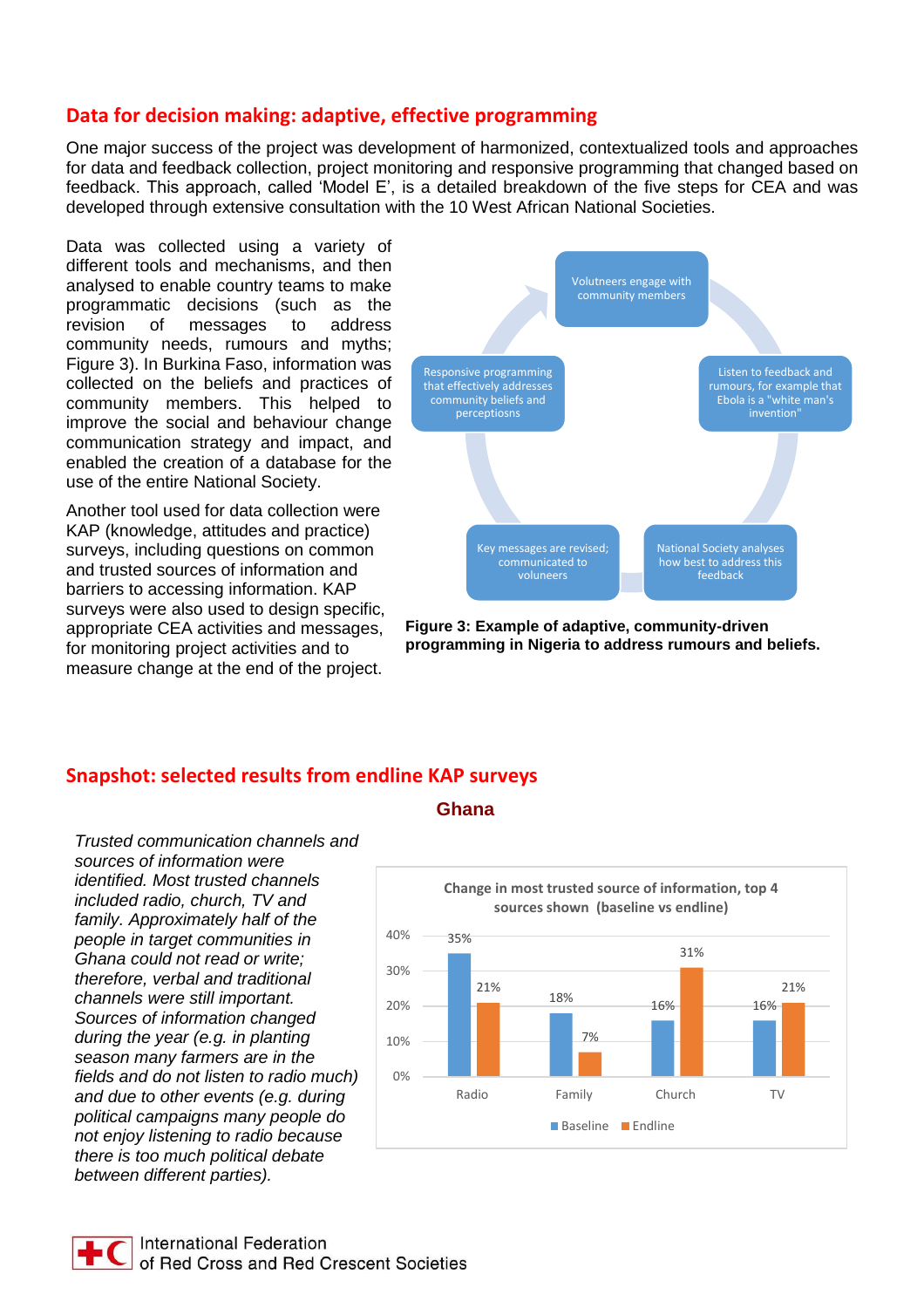## Data for decision making: adaptive, effective programming

One major success of the project was development of harmonized, contextualized tools and approaches for data and feedback collection, project monitoring and responsive programming that changed based on feedback. This approach, called 'Model E', is a detailed breakdown of the five steps for CEA and was developed through extensive consultation with the 10 West African National Societies.

Data was collected using a variety of different tools and mechanisms, and then analysed to enable country teams to make programmatic decisions (such as the revision of messages to address community needs, rumours and myths; Figure 3). In Burkina Faso, information was collected on the beliefs and practices of community members. This helped to improve the social and behaviour change communication strategy and impact, and enabled the creation of a database for the use of the entire National Society.

Another tool used for data collection were KAP (knowledge, attitudes and practice) surveys, including questions on common and trusted sources of information and barriers to accessing information. KAP surveys were also used to design specific, appropriate CEA activities and messages, for monitoring project activities and to measure change at the end of the project.

Volunteers engage with community members

Listen to feedback and rumours, for example that Ebola is a "white man's invention"

National Society analyses how best to address this feedback

Key messages are revised; communicated to voluneers

Responsive programming that effectively addresses community beliefs and percepticsns

**Figure 3: Example of adaptive, community-driven programming in Nigeria to address rumours and beliefs.**

## Snapshot: selected results from endline KAP surveys

### Ghana

*Trusted communication channels and sources of information were identified. Most trusted channels included radio, church, TV and family. Approximately half of the people in target communities in Ghana could not read or write; therefore, verbal and traditional channels were still important. Sources of information changed during the year (e.g. in planting season many farmers are in the fields and do not listen to radio much) and due to other events (e.g. during political campaigns many people do not enjoy listening to radio because there is too much political debate between different parties).*

**Change in most trusted source of information, top 4 sources shown (baseline vs endline)**

| Source | Baseline | Endline |
|---|---|---|
| Radio | 35% | 21% |
| Family | 18% | 7% |
| Church | 16% | 31% |
| TV | 16% | 21% |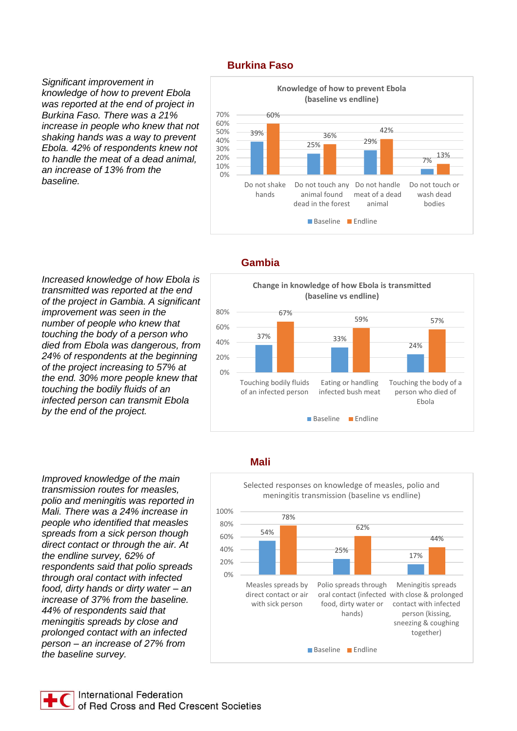## Burkina Faso

*Significant improvement in knowledge of how to prevent Ebola was reported at the end of project in Burkina Faso. There was a 21% increase in people who knew that not shaking hands was a way to prevent Ebola. 42% of respondents knew not to handle the meat of a dead animal, an increase of 13% from the baseline.*

**Knowledge of how to prevent Ebola (baseline vs endline)**

| | Baseline | Endline |
|---|---|---|
| Do not shake hands | 39% | 60% |
| Do not touch any animal found dead in the forest | 25% | 36% |
| Do not handle meat of a dead animal | 29% | 42% |
| Do not touch or wash dead bodies | 7% | 13% |

## Gambia

*Increased knowledge of how Ebola is transmitted was reported at the end of the project in Gambia. A significant improvement was seen in the number of people who knew that touching the body of a person who died from Ebola was dangerous, from 24% of respondents at the beginning of the project increasing to 57% at the end. 30% more people knew that touching the bodily fluids of an infected person can transmit Ebola by the end of the project.*

**Change in knowledge of how Ebola is transmitted (baseline vs endline)**

| | Baseline | Endline |
|---|---|---|
| Touching bodily fluids of an infected person | 37% | 67% |
| Eating or handling infected bush meat | 33% | 59% |
| Touching the body of a person who died of Ebola | 24% | 57% |

## Mali

*Improved knowledge of the main transmission routes for measles, polio and meningitis was reported in Mali. There was a 24% increase in people who identified that measles spreads from a sick person though direct contact or through the air. At the endline survey, 62% of respondents said that polio spreads through oral contact with infected food, dirty hands or dirty water – an increase of 37% from the baseline. 44% of respondents said that meningitis spreads by close and prolonged contact with an infected person – an increase of 27% from the baseline survey.*

Selected responses on knowledge of measles, polio and meningitis transmission (baseline vs endline)

| | Baseline | Endline |
|---|---|---|
| Measles spreads by direct contact or air with sick person | 54% | 78% |
| Polio spreads through oral contact (infected food, dirty water or hands) | 25% | 62% |
| Meningitis spreads with close & prolonged contact with infected person (kissing, sneezing & coughing together) | 17% | 44% |

International Federation of Red Cross and Red Crescent Societies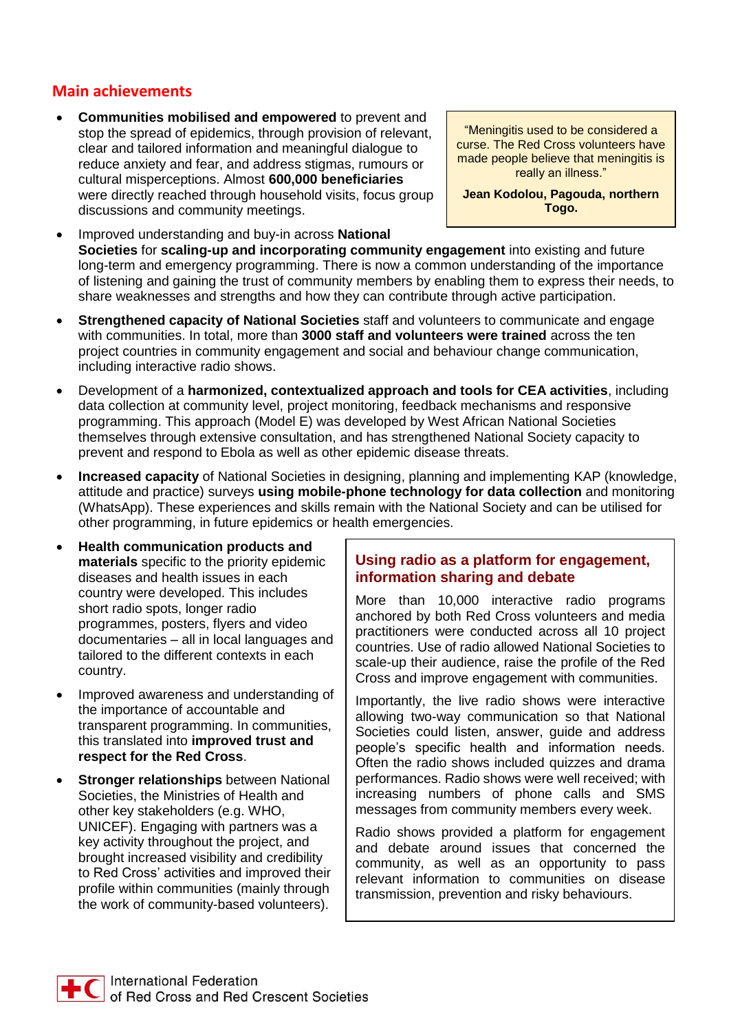## Main achievements

- **Communities mobilised and empowered** to prevent and stop the spread of epidemics, through provision of relevant, clear and tailored information and meaningful dialogue to reduce anxiety and fear, and address stigmas, rumours or cultural misperceptions. Almost **600,000 beneficiaries** were directly reached through household visits, focus group discussions and community meetings.

> "Meningitis used to be considered a curse. The Red Cross volunteers have made people believe that meningitis is really an illness."
>
> **Jean Kodolou, Pagouda, northern Togo.**

- Improved understanding and buy-in across **National Societies** for **scaling-up and incorporating community engagement** into existing and future long-term and emergency programming. There is now a common understanding of the importance of listening and gaining the trust of community members by enabling them to express their needs, to share weaknesses and strengths and how they can contribute through active participation.
- **Strengthened capacity of National Societies** staff and volunteers to communicate and engage with communities. In total, more than **3000 staff and volunteers were trained** across the ten project countries in community engagement and social and behaviour change communication, including interactive radio shows.
- Development of a **harmonized, contextualized approach and tools for CEA activities**, including data collection at community level, project monitoring, feedback mechanisms and responsive programming. This approach (Model E) was developed by West African National Societies themselves through extensive consultation, and has strengthened National Society capacity to prevent and respond to Ebola as well as other epidemic disease threats.
- **Increased capacity** of National Societies in designing, planning and implementing KAP (knowledge, attitude and practice) surveys **using mobile-phone technology for data collection** and monitoring (WhatsApp). These experiences and skills remain with the National Society and can be utilised for other programming, in future epidemics or health emergencies.
- **Health communication products and materials** specific to the priority epidemic diseases and health issues in each country were developed. This includes short radio spots, longer radio programmes, posters, flyers and video documentaries – all in local languages and tailored to the different contexts in each country.
- Improved awareness and understanding of the importance of accountable and transparent programming. In communities, this translated into **improved trust and respect for the Red Cross**.
- **Stronger relationships** between National Societies, the Ministries of Health and other key stakeholders (e.g. WHO, UNICEF). Engaging with partners was a key activity throughout the project, and brought increased visibility and credibility to Red Cross' activities and improved their profile within communities (mainly through the work of community-based volunteers).

### Using radio as a platform for engagement, information sharing and debate

More than 10,000 interactive radio programs anchored by both Red Cross volunteers and media practitioners were conducted across all 10 project countries. Use of radio allowed National Societies to scale-up their audience, raise the profile of the Red Cross and improve engagement with communities.

Importantly, the live radio shows were interactive allowing two-way communication so that National Societies could listen, answer, guide and address people's specific health and information needs. Often the radio shows included quizzes and drama performances. Radio shows were well received; with increasing numbers of phone calls and SMS messages from community members every week.

Radio shows provided a platform for engagement and debate around issues that concerned the community, as well as an opportunity to pass relevant information to communities on disease transmission, prevention and risky behaviours.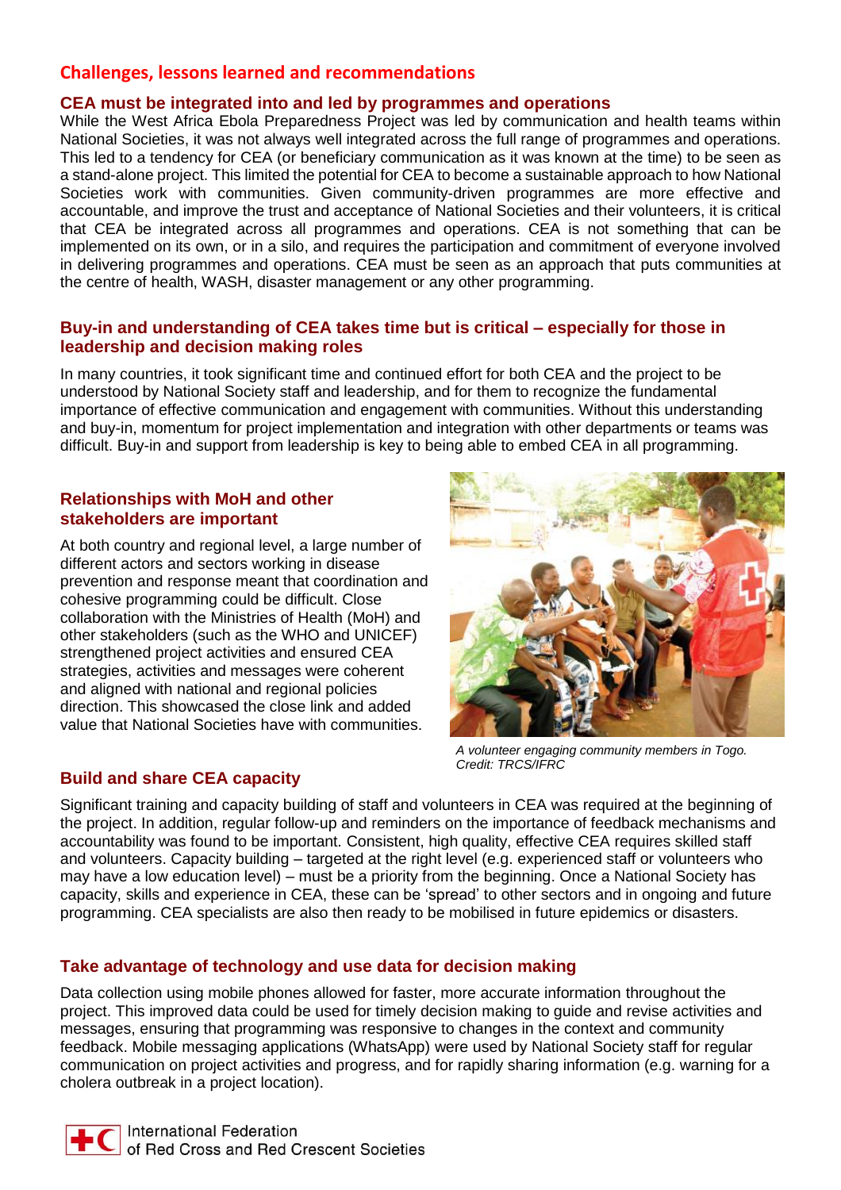## Challenges, lessons learned and recommendations

### CEA must be integrated into and led by programmes and operations

While the West Africa Ebola Preparedness Project was led by communication and health teams within National Societies, it was not always well integrated across the full range of programmes and operations. This led to a tendency for CEA (or beneficiary communication as it was known at the time) to be seen as a stand-alone project. This limited the potential for CEA to become a sustainable approach to how National Societies work with communities. Given community-driven programmes are more effective and accountable, and improve the trust and acceptance of National Societies and their volunteers, it is critical that CEA be integrated across all programmes and operations. CEA is not something that can be implemented on its own, or in a silo, and requires the participation and commitment of everyone involved in delivering programmes and operations. CEA must be seen as an approach that puts communities at the centre of health, WASH, disaster management or any other programming.

### Buy-in and understanding of CEA takes time but is critical – especially for those in leadership and decision making roles

In many countries, it took significant time and continued effort for both CEA and the project to be understood by National Society staff and leadership, and for them to recognize the fundamental importance of effective communication and engagement with communities. Without this understanding and buy-in, momentum for project implementation and integration with other departments or teams was difficult. Buy-in and support from leadership is key to being able to embed CEA in all programming.

### Relationships with MoH and other stakeholders are important

At both country and regional level, a large number of different actors and sectors working in disease prevention and response meant that coordination and cohesive programming could be difficult. Close collaboration with the Ministries of Health (MoH) and other stakeholders (such as the WHO and UNICEF) strengthened project activities and ensured CEA strategies, activities and messages were coherent and aligned with national and regional policies direction. This showcased the close link and added value that National Societies have with communities.

*A volunteer engaging community members in Togo. Credit: TRCS/IFRC*

### Build and share CEA capacity

Significant training and capacity building of staff and volunteers in CEA was required at the beginning of the project. In addition, regular follow-up and reminders on the importance of feedback mechanisms and accountability was found to be important. Consistent, high quality, effective CEA requires skilled staff and volunteers. Capacity building – targeted at the right level (e.g. experienced staff or volunteers who may have a low education level) – must be a priority from the beginning. Once a National Society has capacity, skills and experience in CEA, these can be 'spread' to other sectors and in ongoing and future programming. CEA specialists are also then ready to be mobilised in future epidemics or disasters.

### Take advantage of technology and use data for decision making

Data collection using mobile phones allowed for faster, more accurate information throughout the project. This improved data could be used for timely decision making to guide and revise activities and messages, ensuring that programming was responsive to changes in the context and community feedback. Mobile messaging applications (WhatsApp) were used by National Society staff for regular communication on project activities and progress, and for rapidly sharing information (e.g. warning for a cholera outbreak in a project location).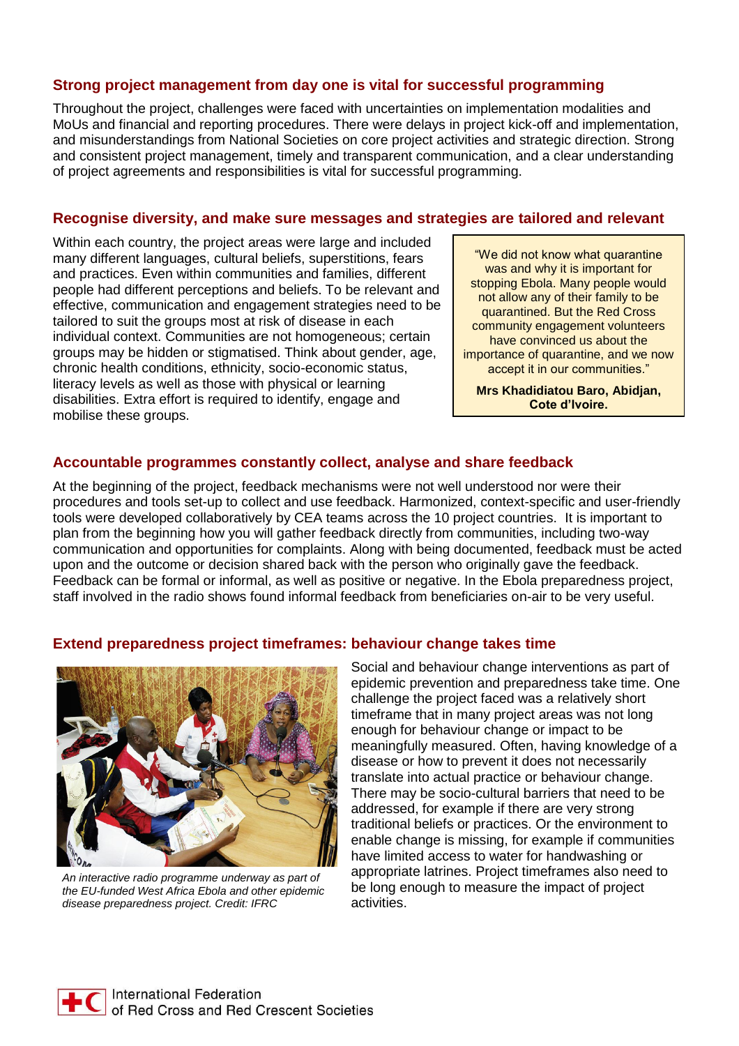## Strong project management from day one is vital for successful programming

Throughout the project, challenges were faced with uncertainties on implementation modalities and MoUs and financial and reporting procedures. There were delays in project kick-off and implementation, and misunderstandings from National Societies on core project activities and strategic direction. Strong and consistent project management, timely and transparent communication, and a clear understanding of project agreements and responsibilities is vital for successful programming.

## Recognise diversity, and make sure messages and strategies are tailored and relevant

Within each country, the project areas were large and included many different languages, cultural beliefs, superstitions, fears and practices. Even within communities and families, different people had different perceptions and beliefs. To be relevant and effective, communication and engagement strategies need to be tailored to suit the groups most at risk of disease in each individual context. Communities are not homogeneous; certain groups may be hidden or stigmatised. Think about gender, age, chronic health conditions, ethnicity, socio-economic status, literacy levels as well as those with physical or learning disabilities. Extra effort is required to identify, engage and mobilise these groups.

> "We did not know what quarantine was and why it is important for stopping Ebola. Many people would not allow any of their family to be quarantined. But the Red Cross community engagement volunteers have convinced us about the importance of quarantine, and we now accept it in our communities."
>
> **Mrs Khadidiatou Baro, Abidjan, Cote d'Ivoire.**

## Accountable programmes constantly collect, analyse and share feedback

At the beginning of the project, feedback mechanisms were not well understood nor were their procedures and tools set-up to collect and use feedback. Harmonized, context-specific and user-friendly tools were developed collaboratively by CEA teams across the 10 project countries. It is important to plan from the beginning how you will gather feedback directly from communities, including two-way communication and opportunities for complaints. Along with being documented, feedback must be acted upon and the outcome or decision shared back with the person who originally gave the feedback. Feedback can be formal or informal, as well as positive or negative. In the Ebola preparedness project, staff involved in the radio shows found informal feedback from beneficiaries on-air to be very useful.

## Extend preparedness project timeframes: behaviour change takes time

*An interactive radio programme underway as part of the EU-funded West Africa Ebola and other epidemic disease preparedness project. Credit: IFRC*

Social and behaviour change interventions as part of epidemic prevention and preparedness take time. One challenge the project faced was a relatively short timeframe that in many project areas was not long enough for behaviour change or impact to be meaningfully measured. Often, having knowledge of a disease or how to prevent it does not necessarily translate into actual practice or behaviour change. There may be socio-cultural barriers that need to be addressed, for example if there are very strong traditional beliefs or practices. Or the environment to enable change is missing, for example if communities have limited access to water for handwashing or appropriate latrines. Project timeframes also need to be long enough to measure the impact of project activities.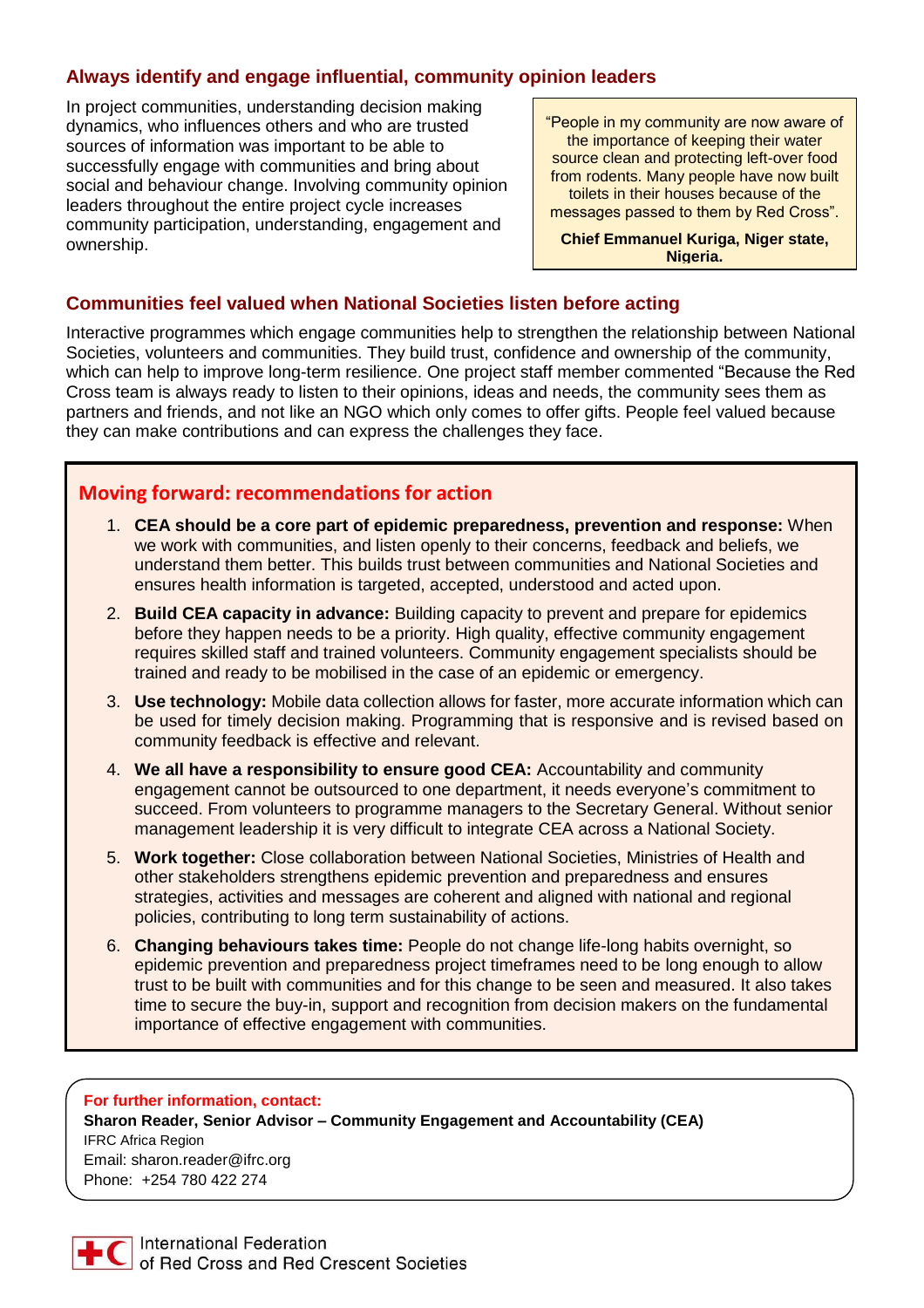## Always identify and engage influential, community opinion leaders

In project communities, understanding decision making dynamics, who influences others and who are trusted sources of information was important to be able to successfully engage with communities and bring about social and behaviour change. Involving community opinion leaders throughout the entire project cycle increases community participation, understanding, engagement and ownership.

> "People in my community are now aware of the importance of keeping their water source clean and protecting left-over food from rodents. Many people have now built toilets in their houses because of the messages passed to them by Red Cross".
>
> **Chief Emmanuel Kuriga, Niger state, Nigeria.**

## Communities feel valued when National Societies listen before acting

Interactive programmes which engage communities help to strengthen the relationship between National Societies, volunteers and communities. They build trust, confidence and ownership of the community, which can help to improve long-term resilience. One project staff member commented "Because the Red Cross team is always ready to listen to their opinions, ideas and needs, the community sees them as partners and friends, and not like an NGO which only comes to offer gifts. People feel valued because they can make contributions and can express the challenges they face.

## Moving forward: recommendations for action

1. **CEA should be a core part of epidemic preparedness, prevention and response:** When we work with communities, and listen openly to their concerns, feedback and beliefs, we understand them better. This builds trust between communities and National Societies and ensures health information is targeted, accepted, understood and acted upon.
2. **Build CEA capacity in advance:** Building capacity to prevent and prepare for epidemics before they happen needs to be a priority. High quality, effective community engagement requires skilled staff and trained volunteers. Community engagement specialists should be trained and ready to be mobilised in the case of an epidemic or emergency.
3. **Use technology:** Mobile data collection allows for faster, more accurate information which can be used for timely decision making. Programming that is responsive and is revised based on community feedback is effective and relevant.
4. **We all have a responsibility to ensure good CEA:** Accountability and community engagement cannot be outsourced to one department, it needs everyone's commitment to succeed. From volunteers to programme managers to the Secretary General. Without senior management leadership it is very difficult to integrate CEA across a National Society.
5. **Work together:** Close collaboration between National Societies, Ministries of Health and other stakeholders strengthens epidemic prevention and preparedness and ensures strategies, activities and messages are coherent and aligned with national and regional policies, contributing to long term sustainability of actions.
6. **Changing behaviours takes time:** People do not change life-long habits overnight, so epidemic prevention and preparedness project timeframes need to be long enough to allow trust to be built with communities and for this change to be seen and measured. It also takes time to secure the buy-in, support and recognition from decision makers on the fundamental importance of effective engagement with communities.

**For further information, contact:**
**Sharon Reader, Senior Advisor – Community Engagement and Accountability (CEA)**
IFRC Africa Region
Email: sharon.reader@ifrc.org
Phone: +254 780 422 274

International Federation of Red Cross and Red Crescent Societies